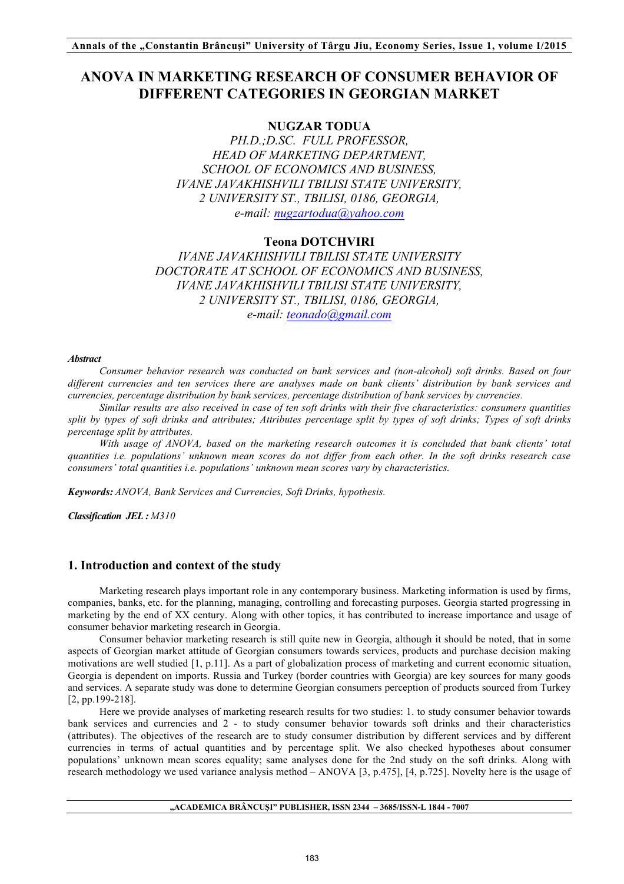# ANOVA IN MARKETING RESEARCH OF CONSUMER BEHAVIOR OF DIFFERENT CATEGORIES IN GEORGIAN MARKET

**NUGZAR TODUA**

*PH.D.;D.SC. FULL PROFESSOR,*
*HEAD OF MARKETING DEPARTMENT,*
*SCHOOL OF ECONOMICS AND BUSINESS,*
*IVANE JAVAKHISHVILI TBILISI STATE UNIVERSITY,*
*2 UNIVERSITY ST., TBILISI, 0186, GEORGIA,*
*e-mail: nugzartodua@yahoo.com*

**Teona DOTCHVIRI**

*IVANE JAVAKHISHVILI TBILISI STATE UNIVERSITY*
*DOCTORATE AT SCHOOL OF ECONOMICS AND BUSINESS,*
*IVANE JAVAKHISHVILI TBILISI STATE UNIVERSITY,*
*2 UNIVERSITY ST., TBILISI, 0186, GEORGIA,*
*e-mail: teonado@gmail.com*

***Abstract***

*Consumer behavior research was conducted on bank services and (non-alcohol) soft drinks. Based on four different currencies and ten services there are analyses made on bank clients' distribution by bank services and currencies, percentage distribution by bank services, percentage distribution of bank services by currencies.*

*Similar results are also received in case of ten soft drinks with their five characteristics: consumers quantities split by types of soft drinks and attributes; Attributes percentage split by types of soft drinks; Types of soft drinks percentage split by attributes.*

*With usage of ANOVA, based on the marketing research outcomes it is concluded that bank clients' total quantities i.e. populations' unknown mean scores do not differ from each other. In the soft drinks research case consumers' total quantities i.e. populations' unknown mean scores vary by characteristics.*

***Keywords:*** *ANOVA, Bank Services and Currencies, Soft Drinks, hypothesis.*

***Classification JEL :*** *M310*

## 1. Introduction and context of the study

Marketing research plays important role in any contemporary business. Marketing information is used by firms, companies, banks, etc. for the planning, managing, controlling and forecasting purposes. Georgia started progressing in marketing by the end of XX century. Along with other topics, it has contributed to increase importance and usage of consumer behavior marketing research in Georgia.

Consumer behavior marketing research is still quite new in Georgia, although it should be noted, that in some aspects of Georgian market attitude of Georgian consumers towards services, products and purchase decision making motivations are well studied [1, p.11]. As a part of globalization process of marketing and current economic situation, Georgia is dependent on imports. Russia and Turkey (border countries with Georgia) are key sources for many goods and services. A separate study was done to determine Georgian consumers perception of products sourced from Turkey [2, pp.199-218].

Here we provide analyses of marketing research results for two studies: 1. to study consumer behavior towards bank services and currencies and 2 - to study consumer behavior towards soft drinks and their characteristics (attributes). The objectives of the research are to study consumer distribution by different services and by different currencies in terms of actual quantities and by percentage split. We also checked hypotheses about consumer populations' unknown mean scores equality; same analyses done for the 2nd study on the soft drinks. Along with research methodology we used variance analysis method – ANOVA [3, p.475], [4, p.725]. Novelty here is the usage of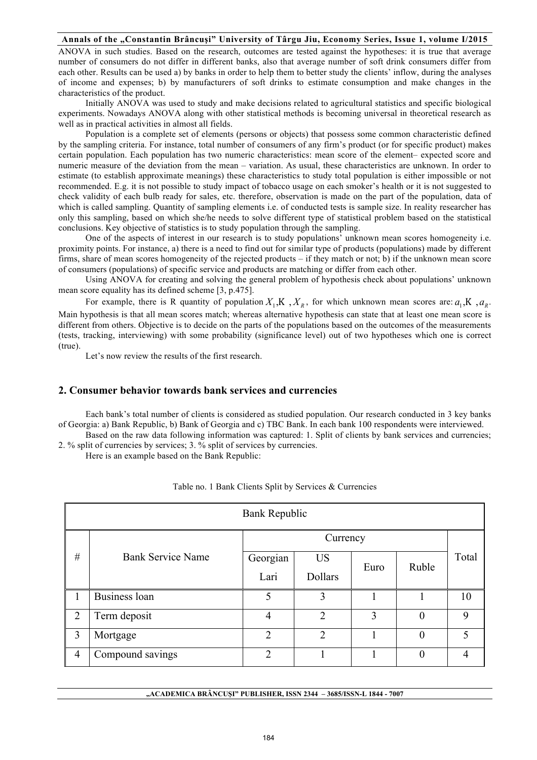ANOVA in such studies. Based on the research, outcomes are tested against the hypotheses: it is true that average number of consumers do not differ in different banks, also that average number of soft drink consumers differ from each other. Results can be used a) by banks in order to help them to better study the clients' inflow, during the analyses of income and expenses; b) by manufacturers of soft drinks to estimate consumption and make changes in the characteristics of the product.

Initially ANOVA was used to study and make decisions related to agricultural statistics and specific biological experiments. Nowadays ANOVA along with other statistical methods is becoming universal in theoretical research as well as in practical activities in almost all fields.

Population is a complete set of elements (persons or objects) that possess some common characteristic defined by the sampling criteria. For instance, total number of consumers of any firm's product (or for specific product) makes certain population. Each population has two numeric characteristics: mean score of the element– expected score and numeric measure of the deviation from the mean – variation. As usual, these characteristics are unknown. In order to estimate (to establish approximate meanings) these characteristics to study total population is either impossible or not recommended. E.g. it is not possible to study impact of tobacco usage on each smoker's health or it is not suggested to check validity of each bulb ready for sales, etc. therefore, observation is made on the part of the population, data of which is called sampling. Quantity of sampling elements i.e. of conducted tests is sample size. In reality researcher has only this sampling, based on which she/he needs to solve different type of statistical problem based on the statistical conclusions. Key objective of statistics is to study population through the sampling.

One of the aspects of interest in our research is to study populations' unknown mean scores homogeneity i.e. proximity points. For instance, a) there is a need to find out for similar type of products (populations) made by different firms, share of mean scores homogeneity of the rejected products – if they match or not; b) if the unknown mean score of consumers (populations) of specific service and products are matching or differ from each other.

Using ANOVA for creating and solving the general problem of hypothesis check about populations' unknown mean score equality has its defined scheme [3, p.475].

For example, there is R quantity of population $X_1, \ldots, X_R$, for which unknown mean scores are: $a_1, \ldots, a_R$. Main hypothesis is that all mean scores match; whereas alternative hypothesis can state that at least one mean score is different from others. Objective is to decide on the parts of the populations based on the outcomes of the measurements (tests, tracking, interviewing) with some probability (significance level) out of two hypotheses which one is correct (true).

Let's now review the results of the first research.

## 2. Consumer behavior towards bank services and currencies

Each bank's total number of clients is considered as studied population. Our research conducted in 3 key banks of Georgia: a) Bank Republic, b) Bank of Georgia and c) TBC Bank. In each bank 100 respondents were interviewed.

Based on the raw data following information was captured: 1. Split of clients by bank services and currencies; 2. % split of currencies by services; 3. % split of services by currencies.

Here is an example based on the Bank Republic:

Table no. 1 Bank Clients Split by Services & Currencies

| Bank Republic | | | | | | |
|---|---|---|---|---|---|---|
| # | Bank Service Name | Currency | | | | Total |
| | | Georgian Lari | US Dollars | Euro | Ruble | |
| 1 | Business loan | 5 | 3 | 1 | 1 | 10 |
| 2 | Term deposit | 4 | 2 | 3 | 0 | 9 |
| 3 | Mortgage | 2 | 2 | 1 | 0 | 5 |
| 4 | Compound savings | 2 | 1 | 1 | 0 | 4 |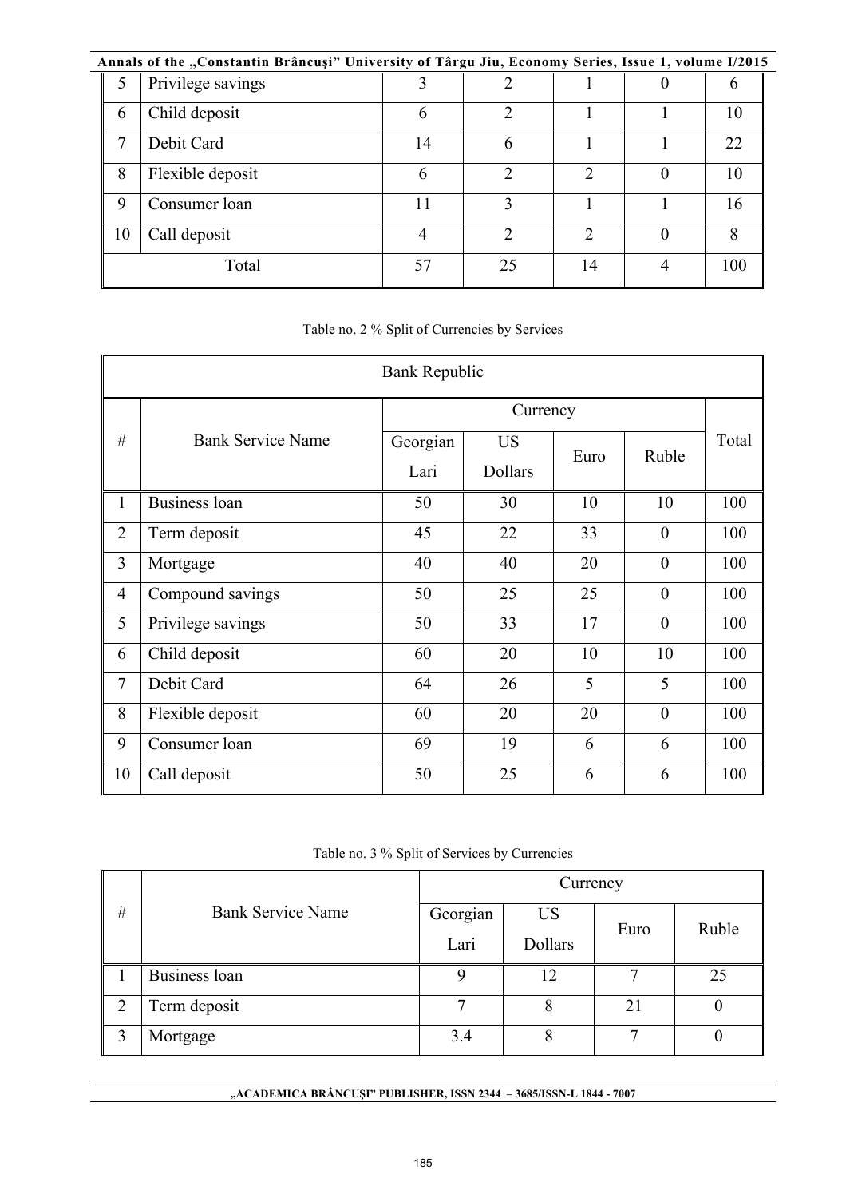| 5 | Privilege savings | 3 | 2 | 1 | 0 | 6 |
|---|---|---|---|---|---|---|
| 6 | Child deposit | 6 | 2 | 1 | 1 | 10 |
| 7 | Debit Card | 14 | 6 | 1 | 1 | 22 |
| 8 | Flexible deposit | 6 | 2 | 2 | 0 | 10 |
| 9 | Consumer loan | 11 | 3 | 1 | 1 | 16 |
| 10 | Call deposit | 4 | 2 | 2 | 0 | 8 |
| Total | | 57 | 25 | 14 | 4 | 100 |

Table no. 2 % Split of Currencies by Services

| Bank Republic | | | | | | |
|---|---|---|---|---|---|---|
| # | Bank Service Name | Currency | | | | Total |
| | | Georgian Lari | US Dollars | Euro | Ruble | |
| 1 | Business loan | 50 | 30 | 10 | 10 | 100 |
| 2 | Term deposit | 45 | 22 | 33 | 0 | 100 |
| 3 | Mortgage | 40 | 40 | 20 | 0 | 100 |
| 4 | Compound savings | 50 | 25 | 25 | 0 | 100 |
| 5 | Privilege savings | 50 | 33 | 17 | 0 | 100 |
| 6 | Child deposit | 60 | 20 | 10 | 10 | 100 |
| 7 | Debit Card | 64 | 26 | 5 | 5 | 100 |
| 8 | Flexible deposit | 60 | 20 | 20 | 0 | 100 |
| 9 | Consumer loan | 69 | 19 | 6 | 6 | 100 |
| 10 | Call deposit | 50 | 25 | 6 | 6 | 100 |

Table no. 3 % Split of Services by Currencies

| # | Bank Service Name | Currency | | | |
|---|---|---|---|---|---|
| | | Georgian Lari | US Dollars | Euro | Ruble |
| 1 | Business loan | 9 | 12 | 7 | 25 |
| 2 | Term deposit | 7 | 8 | 21 | 0 |
| 3 | Mortgage | 3.4 | 8 | 7 | 0 |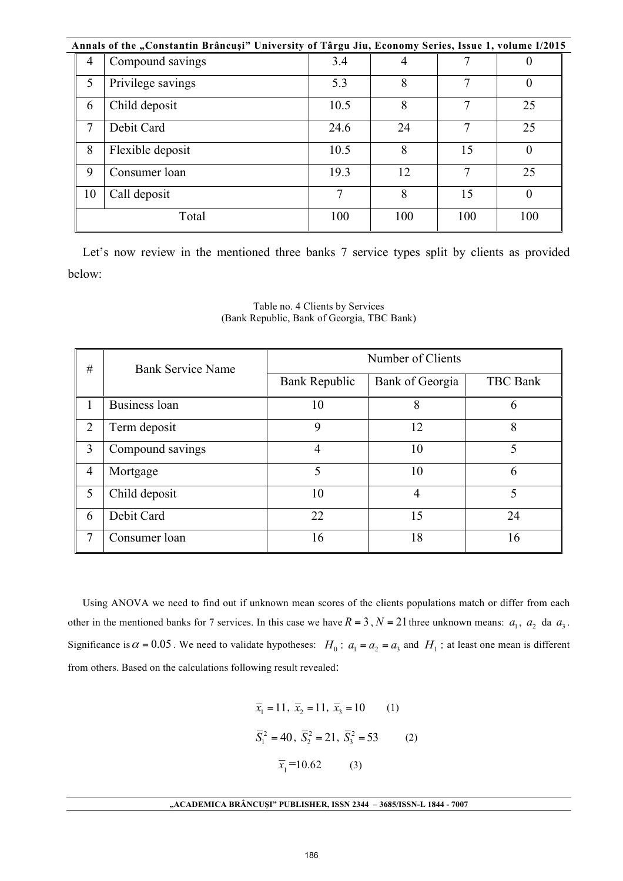| 4 | Compound savings | 3.4 | 4 | 7 | 0 |
|---|---|---|---|---|---|
| 5 | Privilege savings | 5.3 | 8 | 7 | 0 |
| 6 | Child deposit | 10.5 | 8 | 7 | 25 |
| 7 | Debit Card | 24.6 | 24 | 7 | 25 |
| 8 | Flexible deposit | 10.5 | 8 | 15 | 0 |
| 9 | Consumer loan | 19.3 | 12 | 7 | 25 |
| 10 | Call deposit | 7 | 8 | 15 | 0 |
| Total | | 100 | 100 | 100 | 100 |

Let's now review in the mentioned three banks 7 service types split by clients as provided below:

Table no. 4 Clients by Services
(Bank Republic, Bank of Georgia, TBC Bank)

| # | Bank Service Name | Number of Clients | | |
|---|---|---|---|---|
| | | Bank Republic | Bank of Georgia | TBC Bank |
| 1 | Business loan | 10 | 8 | 6 |
| 2 | Term deposit | 9 | 12 | 8 |
| 3 | Compound savings | 4 | 10 | 5 |
| 4 | Mortgage | 5 | 10 | 6 |
| 5 | Child deposit | 10 | 4 | 5 |
| 6 | Debit Card | 22 | 15 | 24 |
| 7 | Consumer loan | 16 | 18 | 16 |

Using ANOVA we need to find out if unknown mean scores of the clients populations match or differ from each other in the mentioned banks for 7 services. In this case we have $R = 3$, $N = 21$ three unknown means: $a_1$, $a_2$ da $a_3$. Significance is $\alpha = 0.05$. We need to validate hypotheses: $H_0: a_1 = a_2 = a_3$ and $H_1$: at least one mean is different from others. Based on the calculations following result revealed:

$$\overline{x}_1 = 11,\ \overline{x}_2 = 11,\ \overline{x}_3 = 10 \qquad (1)$$

$$\overline{S}_1^2 = 40,\ \overline{S}_2^2 = 21,\ \overline{S}_3^2 = 53 \qquad (2)$$

$$\overline{x}_1 = 10.62 \qquad (3)$$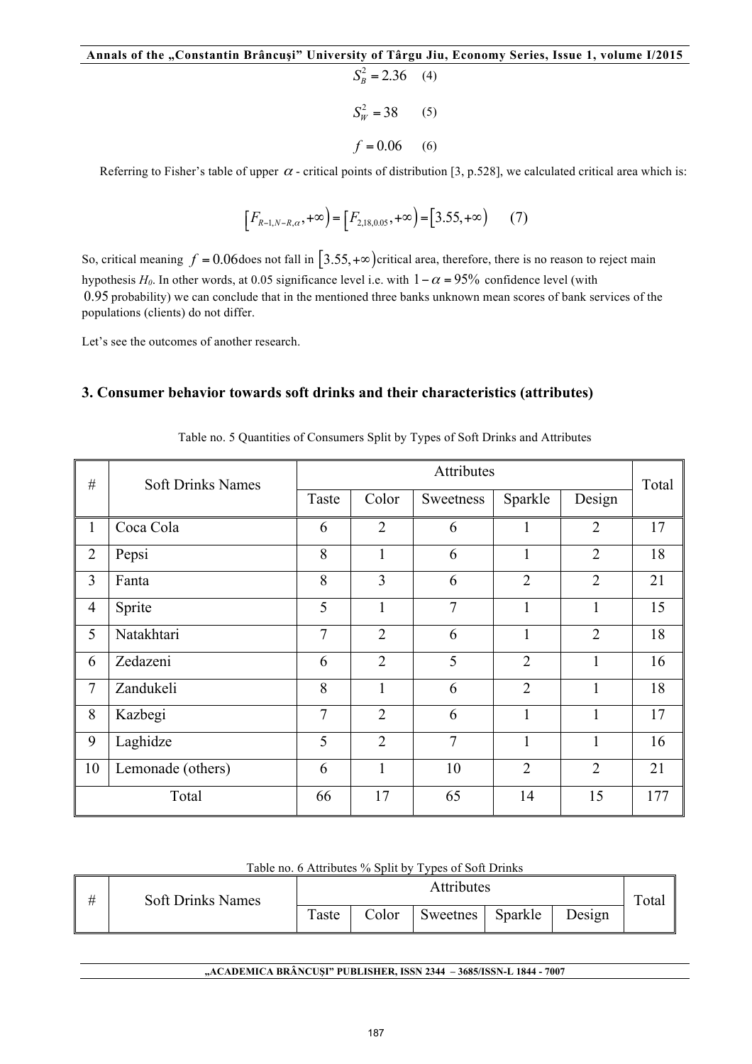$$S_B^2 = 2.36 \quad (4)$$

$$S_W^2 = 38 \quad (5)$$

$$f = 0.06 \quad (6)$$

Referring to Fisher's table of upper $\alpha$ - critical points of distribution [3, p.528], we calculated critical area which is:

$$\left[F_{R-1,N-R,\alpha}, +\infty\right) = \left[F_{2,18,0.05}, +\infty\right) = \left[3.55, +\infty\right) \quad (7)$$

So, critical meaning $f = 0.06$ does not fall in $\left[3.55, +\infty\right)$ critical area, therefore, there is no reason to reject main hypothesis $H_0$. In other words, at 0.05 significance level i.e. with $1-\alpha = 95\%$ confidence level (with $0.95$ probability) we can conclude that in the mentioned three banks unknown mean scores of bank services of the populations (clients) do not differ.

Let's see the outcomes of another research.

## 3. Consumer behavior towards soft drinks and their characteristics (attributes)

Table no. 5 Quantities of Consumers Split by Types of Soft Drinks and Attributes

| # | Soft Drinks Names | Attributes | | | | | Total |
|---|---|---|---|---|---|---|---|
| | | Taste | Color | Sweetness | Sparkle | Design | |
| 1 | Coca Cola | 6 | 2 | 6 | 1 | 2 | 17 |
| 2 | Pepsi | 8 | 1 | 6 | 1 | 2 | 18 |
| 3 | Fanta | 8 | 3 | 6 | 2 | 2 | 21 |
| 4 | Sprite | 5 | 1 | 7 | 1 | 1 | 15 |
| 5 | Natakhtari | 7 | 2 | 6 | 1 | 2 | 18 |
| 6 | Zedazeni | 6 | 2 | 5 | 2 | 1 | 16 |
| 7 | Zandukeli | 8 | 1 | 6 | 2 | 1 | 18 |
| 8 | Kazbegi | 7 | 2 | 6 | 1 | 1 | 17 |
| 9 | Laghidze | 5 | 2 | 7 | 1 | 1 | 16 |
| 10 | Lemonade (others) | 6 | 1 | 10 | 2 | 2 | 21 |
| Total | | 66 | 17 | 65 | 14 | 15 | 177 |

Table no. 6 Attributes % Split by Types of Soft Drinks

| # | Soft Drinks Names | Attributes | | | | | Total |
|---|---|---|---|---|---|---|---|
| | | Taste | Color | Sweetnes | Sparkle | Design | |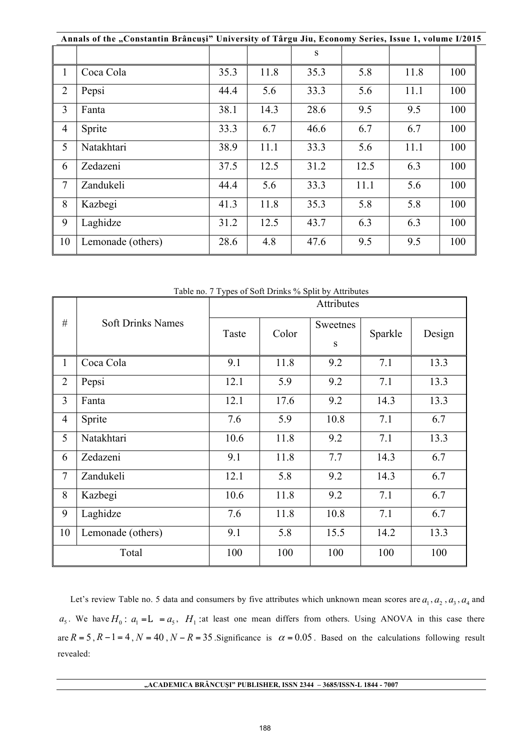| | | | | s | | | |
|---|---|---|---|---|---|---|---|
| 1 | Coca Cola | 35.3 | 11.8 | 35.3 | 5.8 | 11.8 | 100 |
| 2 | Pepsi | 44.4 | 5.6 | 33.3 | 5.6 | 11.1 | 100 |
| 3 | Fanta | 38.1 | 14.3 | 28.6 | 9.5 | 9.5 | 100 |
| 4 | Sprite | 33.3 | 6.7 | 46.6 | 6.7 | 6.7 | 100 |
| 5 | Natakhtari | 38.9 | 11.1 | 33.3 | 5.6 | 11.1 | 100 |
| 6 | Zedazeni | 37.5 | 12.5 | 31.2 | 12.5 | 6.3 | 100 |
| 7 | Zandukeli | 44.4 | 5.6 | 33.3 | 11.1 | 5.6 | 100 |
| 8 | Kazbegi | 41.3 | 11.8 | 35.3 | 5.8 | 5.8 | 100 |
| 9 | Laghidze | 31.2 | 12.5 | 43.7 | 6.3 | 6.3 | 100 |
| 10 | Lemonade (others) | 28.6 | 4.8 | 47.6 | 9.5 | 9.5 | 100 |

Table no. 7 Types of Soft Drinks % Split by Attributes

| # | Soft Drinks Names | Attributes | | | | |
|---|---|---|---|---|---|---|
| | | Taste | Color | Sweetness | Sparkle | Design |
| 1 | Coca Cola | 9.1 | 11.8 | 9.2 | 7.1 | 13.3 |
| 2 | Pepsi | 12.1 | 5.9 | 9.2 | 7.1 | 13.3 |
| 3 | Fanta | 12.1 | 17.6 | 9.2 | 14.3 | 13.3 |
| 4 | Sprite | 7.6 | 5.9 | 10.8 | 7.1 | 6.7 |
| 5 | Natakhtari | 10.6 | 11.8 | 9.2 | 7.1 | 13.3 |
| 6 | Zedazeni | 9.1 | 11.8 | 7.7 | 14.3 | 6.7 |
| 7 | Zandukeli | 12.1 | 5.8 | 9.2 | 14.3 | 6.7 |
| 8 | Kazbegi | 10.6 | 11.8 | 9.2 | 7.1 | 6.7 |
| 9 | Laghidze | 7.6 | 11.8 | 10.8 | 7.1 | 6.7 |
| 10 | Lemonade (others) | 9.1 | 5.8 | 15.5 | 14.2 | 13.3 |
| Total | | 100 | 100 | 100 | 100 | 100 |

Let's review Table no. 5 data and consumers by five attributes which unknown mean scores are $a_1, a_2, a_3, a_4$ and $a_5$. We have $H_0: a_1 = \ldots = a_5$, $H_1$: at least one mean differs from others. Using ANOVA in this case there are $R = 5$, $R - 1 = 4$, $N = 40$, $N - R = 35$. Significance is $\alpha = 0.05$. Based on the calculations following result revealed: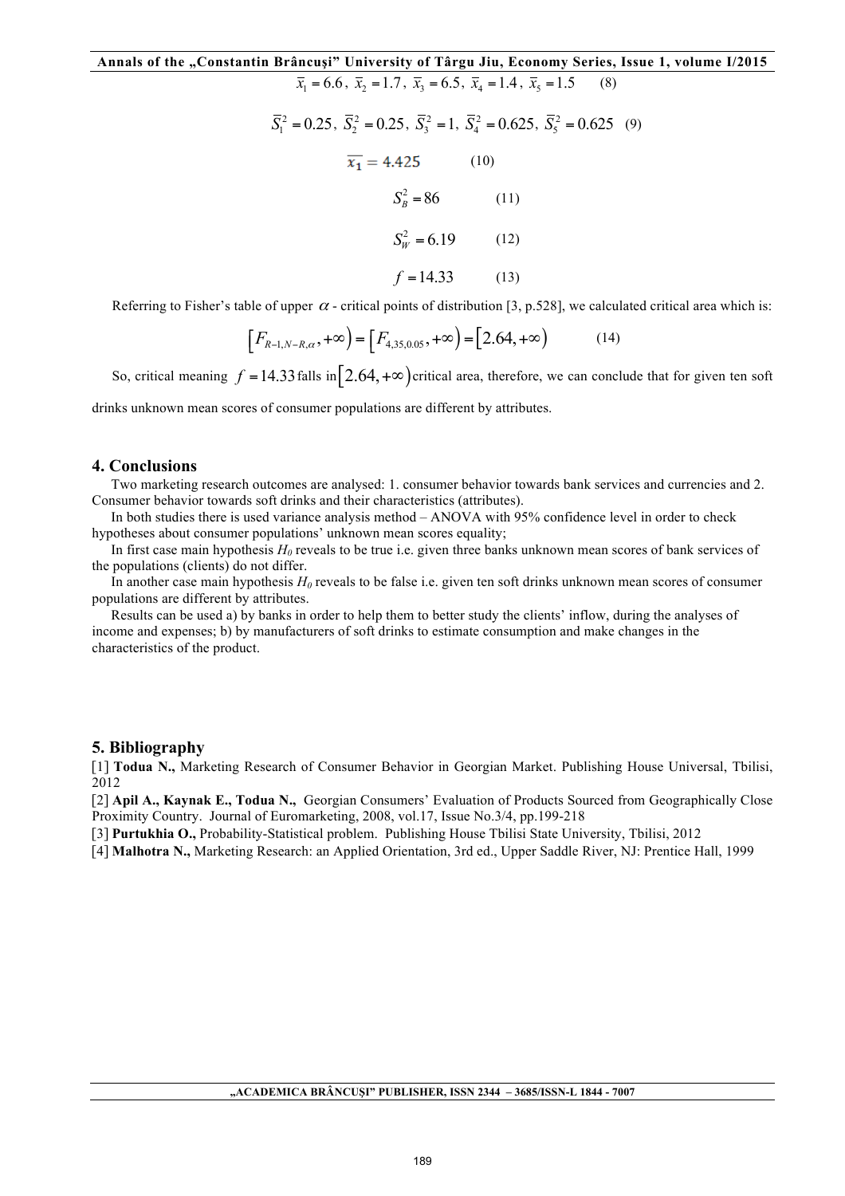$$\overline{x}_1 = 6.6,\ \overline{x}_2 = 1.7,\ \overline{x}_3 = 6.5,\ \overline{x}_4 = 1.4,\ \overline{x}_5 = 1.5 \quad (8)$$

$$\overline{S}_1^2 = 0.25,\ \overline{S}_2^2 = 0.25,\ \overline{S}_3^2 = 1,\ \overline{S}_4^2 = 0.625,\ \overline{S}_5^2 = 0.625 \quad (9)$$

$$\overline{x_1} = 4.425 \quad (10)$$

$$S_B^2 = 86 \quad (11)$$

$$S_W^2 = 6.19 \quad (12)$$

$$f = 14.33 \quad (13)$$

Referring to Fisher's table of upper $\alpha$ - critical points of distribution [3, p.528], we calculated critical area which is:

$$\left[F_{R-1,N-R,\alpha},+\infty\right) = \left[F_{4,35,0.05},+\infty\right) = \left[2.64,+\infty\right) \quad (14)$$

So, critical meaning $f = 14.33$ falls in $\left[2.64,+\infty\right)$ critical area, therefore, we can conclude that for given ten soft drinks unknown mean scores of consumer populations are different by attributes.

## 4. Conclusions

Two marketing research outcomes are analysed: 1. consumer behavior towards bank services and currencies and 2. Consumer behavior towards soft drinks and their characteristics (attributes).

In both studies there is used variance analysis method – ANOVA with 95% confidence level in order to check hypotheses about consumer populations' unknown mean scores equality;

In first case main hypothesis $H_0$ reveals to be true i.e. given three banks unknown mean scores of bank services of the populations (clients) do not differ.

In another case main hypothesis $H_0$ reveals to be false i.e. given ten soft drinks unknown mean scores of consumer populations are different by attributes.

Results can be used a) by banks in order to help them to better study the clients' inflow, during the analyses of income and expenses; b) by manufacturers of soft drinks to estimate consumption and make changes in the characteristics of the product.

## 5. Bibliography

[1] **Todua N.,** Marketing Research of Consumer Behavior in Georgian Market. Publishing House Universal, Tbilisi, 2012

[2] **Apil A., Kaynak E., Todua N.,** Georgian Consumers' Evaluation of Products Sourced from Geographically Close Proximity Country. Journal of Euromarketing, 2008, vol.17, Issue No.3/4, pp.199-218

[3] **Purtukhia O.,** Probability-Statistical problem. Publishing House Tbilisi State University, Tbilisi, 2012

[4] **Malhotra N.,** Marketing Research: an Applied Orientation, 3rd ed., Upper Saddle River, NJ: Prentice Hall, 1999